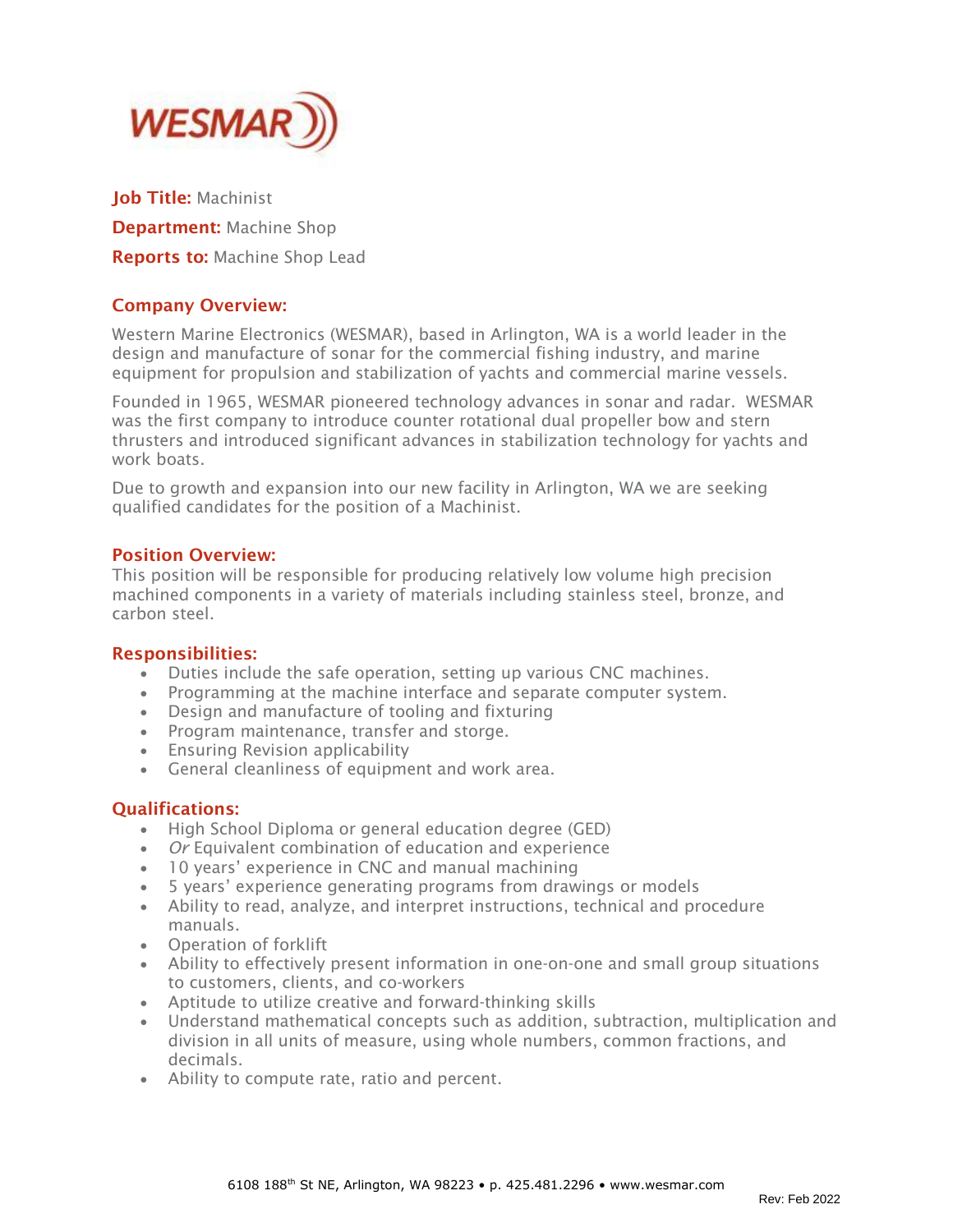**WESMAR**

**Job Title:** Machinist

**Department:** Machine Shop

**Reports to:** Machine Shop Lead

## Company Overview:

Western Marine Electronics (WESMAR), based in Arlington, WA is a world leader in the design and manufacture of sonar for the commercial fishing industry, and marine equipment for propulsion and stabilization of yachts and commercial marine vessels.

Founded in 1965, WESMAR pioneered technology advances in sonar and radar. WESMAR was the first company to introduce counter rotational dual propeller bow and stern thrusters and introduced significant advances in stabilization technology for yachts and work boats.

Due to growth and expansion into our new facility in Arlington, WA we are seeking qualified candidates for the position of a Machinist.

## Position Overview:

This position will be responsible for producing relatively low volume high precision machined components in a variety of materials including stainless steel, bronze, and carbon steel.

## Responsibilities:

- Duties include the safe operation, setting up various CNC machines.
- Programming at the machine interface and separate computer system.
- Design and manufacture of tooling and fixturing
- Program maintenance, transfer and storge.
- Ensuring Revision applicability
- General cleanliness of equipment and work area.

## Qualifications:

- High School Diploma or general education degree (GED)
- *Or* Equivalent combination of education and experience
- 10 years' experience in CNC and manual machining
- 5 years' experience generating programs from drawings or models
- Ability to read, analyze, and interpret instructions, technical and procedure manuals.
- Operation of forklift
- Ability to effectively present information in one-on-one and small group situations to customers, clients, and co-workers
- Aptitude to utilize creative and forward-thinking skills
- Understand mathematical concepts such as addition, subtraction, multiplication and division in all units of measure, using whole numbers, common fractions, and decimals.
- Ability to compute rate, ratio and percent.

6108 188th St NE, Arlington, WA 98223 • p. 425.481.2296 • www.wesmar.com

Rev: Feb 2022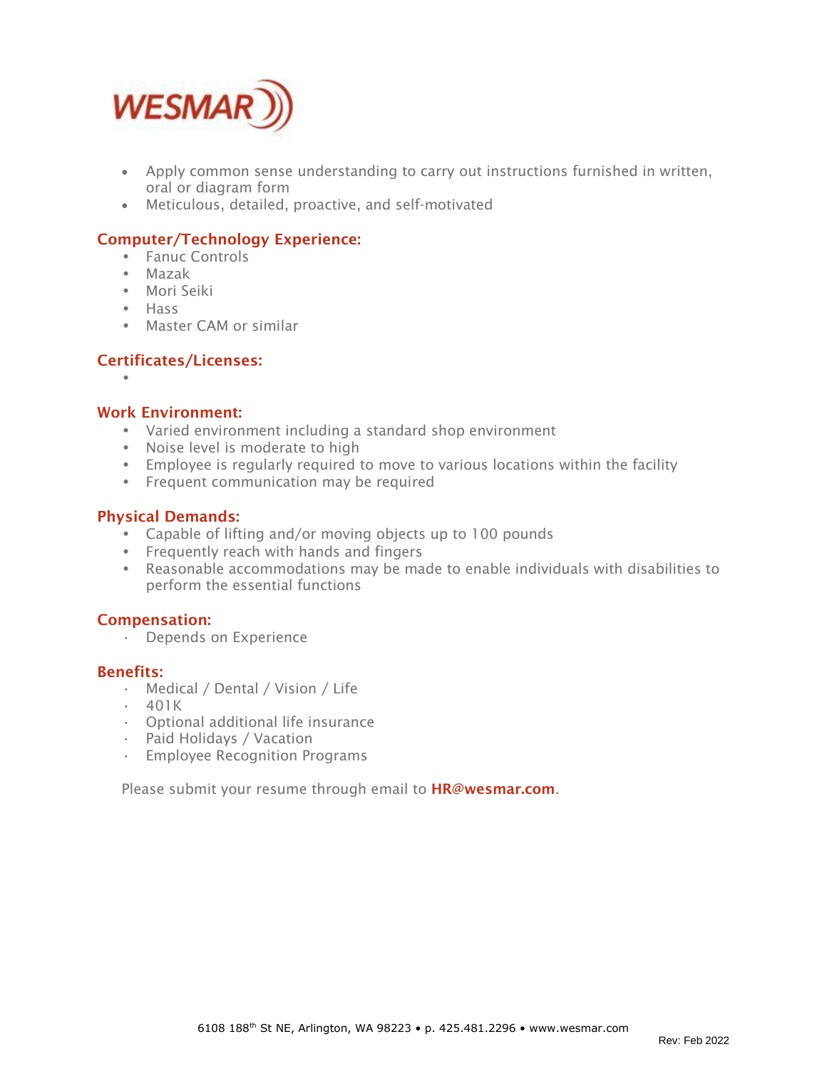- Apply common sense understanding to carry out instructions furnished in written, oral or diagram form
- Meticulous, detailed, proactive, and self-motivated

## Computer/Technology Experience:

- Fanuc Controls
- Mazak
- Mori Seiki
- Hass
- Master CAM or similar

## Certificates/Licenses:

- 

## Work Environment:

- Varied environment including a standard shop environment
- Noise level is moderate to high
- Employee is regularly required to move to various locations within the facility
- Frequent communication may be required

## Physical Demands:

- Capable of lifting and/or moving objects up to 100 pounds
- Frequently reach with hands and fingers
- Reasonable accommodations may be made to enable individuals with disabilities to perform the essential functions

## Compensation:

- Depends on Experience

## Benefits:

- Medical / Dental / Vision / Life
- 401K
- Optional additional life insurance
- Paid Holidays / Vacation
- Employee Recognition Programs

Please submit your resume through email to **HR@wesmar.com**.

6108 188th St NE, Arlington, WA 98223 • p. 425.481.2296 • www.wesmar.com

Rev: Feb 2022